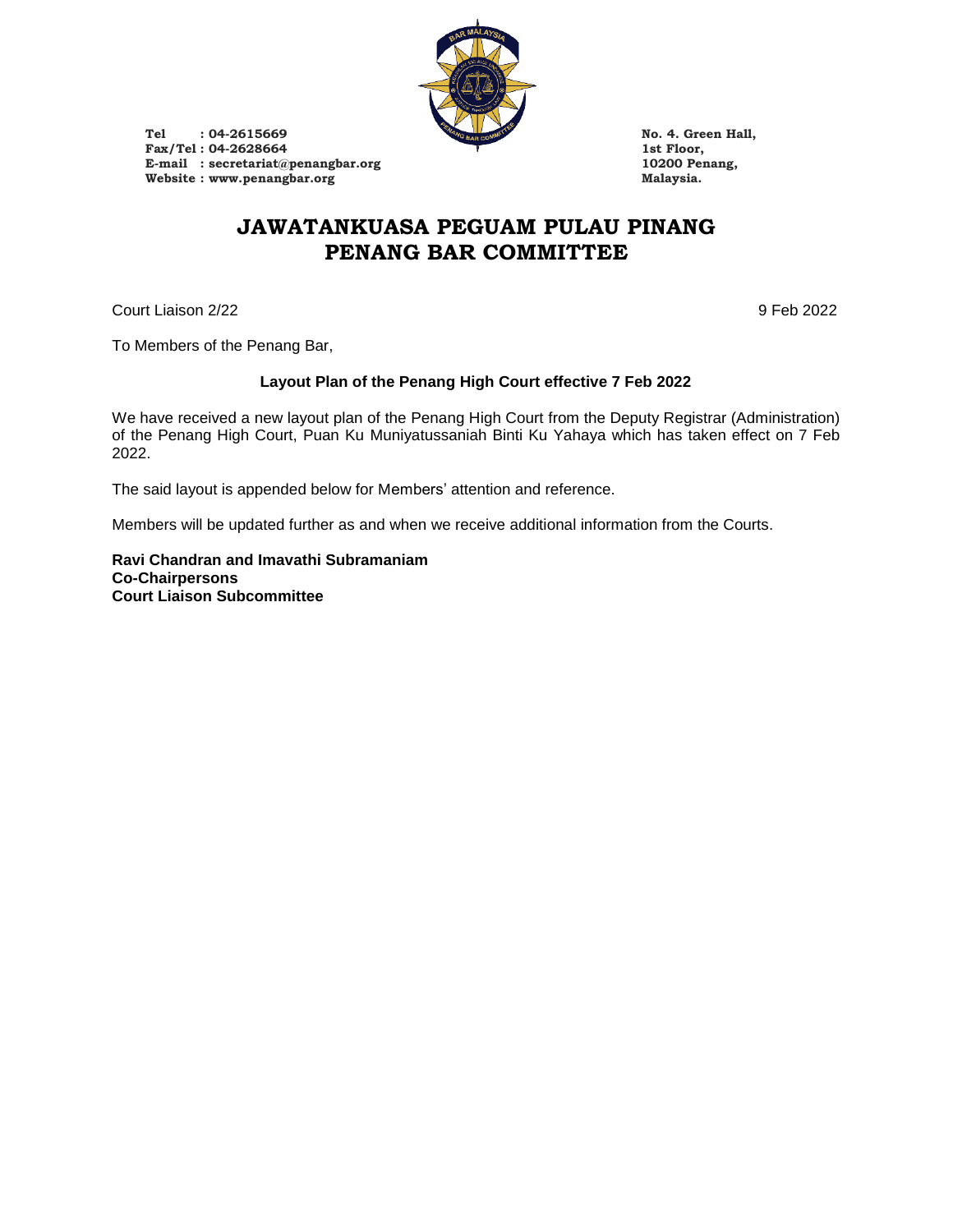Tel : 04-2615669
Fax/Tel : 04-2628664
E-mail : secretariat@penangbar.org
Website : www.penangbar.org

No. 4. Green Hall,
1st Floor,
10200 Penang,
Malaysia.

# JAWATANKUASA PEGUAM PULAU PINANG
# PENANG BAR COMMITTEE

Court Liaison 2/22

9 Feb 2022

To Members of the Penang Bar,

**Layout Plan of the Penang High Court effective 7 Feb 2022**

We have received a new layout plan of the Penang High Court from the Deputy Registrar (Administration) of the Penang High Court, Puan Ku Muniyatussaniah Binti Ku Yahaya which has taken effect on 7 Feb 2022.

The said layout is appended below for Members' attention and reference.

Members will be updated further as and when we receive additional information from the Courts.

**Ravi Chandran and Imavathi Subramaniam**
**Co-Chairpersons**
**Court Liaison Subcommittee**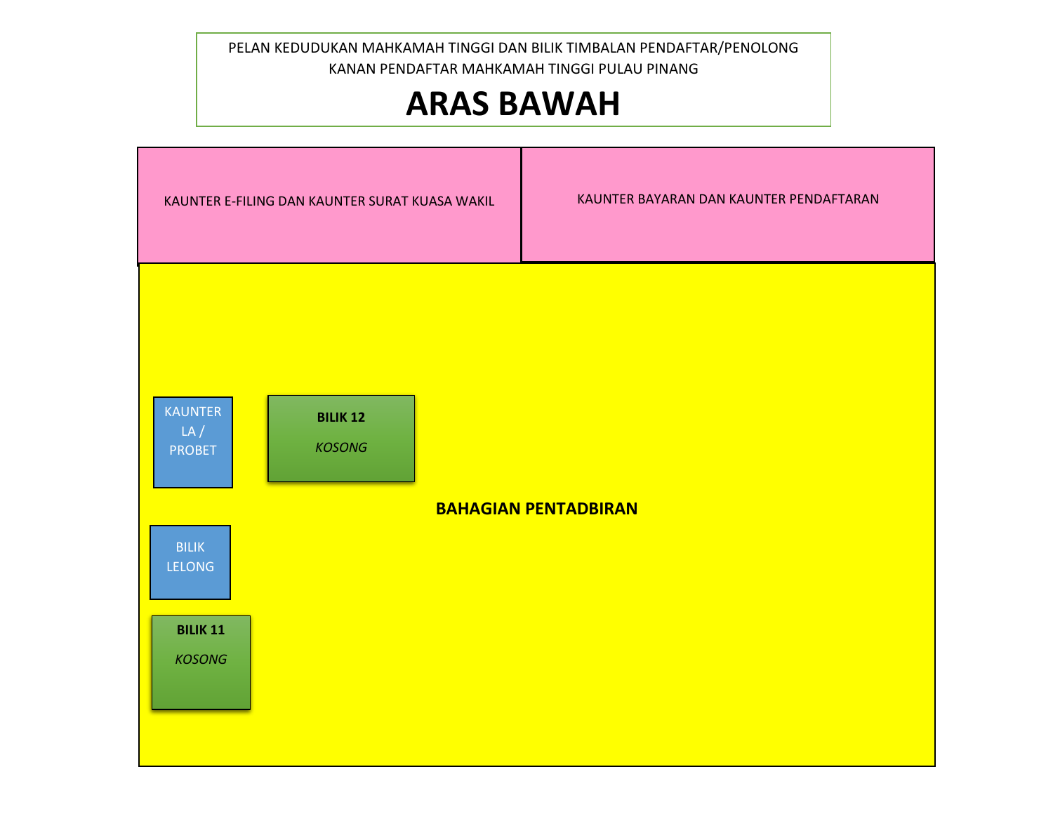PELAN KEDUDUKAN MAHKAMAH TINGGI DAN BILIK TIMBALAN PENDAFTAR/PENOLONG KANAN PENDAFTAR MAHKAMAH TINGGI PULAU PINANG

# ARAS BAWAH

KAUNTER E-FILING DAN KAUNTER SURAT KUASA WAKIL

KAUNTER BAYARAN DAN KAUNTER PENDAFTARAN

KAUNTER LA / PROBET

**BILIK 12**

*KOSONG*

**BAHAGIAN PENTADBIRAN**

BILIK LELONG

**BILIK 11**

*KOSONG*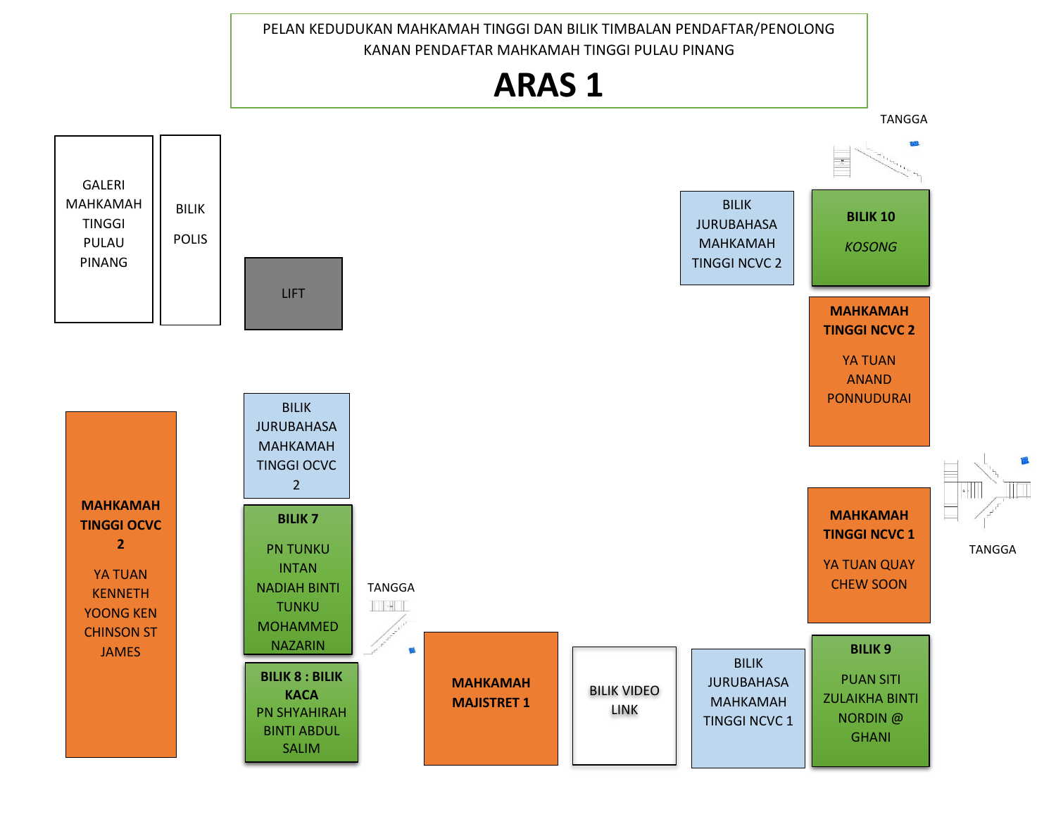PELAN KEDUDUKAN MAHKAMAH TINGGI DAN BILIK TIMBALAN PENDAFTAR/PENOLONG KANAN PENDAFTAR MAHKAMAH TINGGI PULAU PINANG

# ARAS 1

TANGGA

GALERI MAHKAMAH TINGGI PULAU PINANG

BILIK POLIS

LIFT

BILIK JURUBAHASA MAHKAMAH TINGGI NCVC 2

**BILIK 10**

*KOSONG*

**MAHKAMAH TINGGI NCVC 2**

YA TUAN ANAND PONNUDURAI

BILIK JURUBAHASA MAHKAMAH TINGGI OCVC 2

**MAHKAMAH TINGGI OCVC 2**

YA TUAN KENNETH YOONG KEN CHINSON ST JAMES

**BILIK 7**

PN TUNKU INTAN NADIAH BINTI TUNKU MOHAMMED NAZARIN

TANGGA

**MAHKAMAH TINGGI NCVC 1**

YA TUAN QUAY CHEW SOON

TANGGA

**BILIK 8 : BILIK KACA**

PN SHYAHIRAH BINTI ABDUL SALIM

**MAHKAMAH MAJISTRET 1**

BILIK VIDEO LINK

BILIK JURUBAHASA MAHKAMAH TINGGI NCVC 1

**BILIK 9**

PUAN SITI ZULAIKHA BINTI NORDIN @ GHANI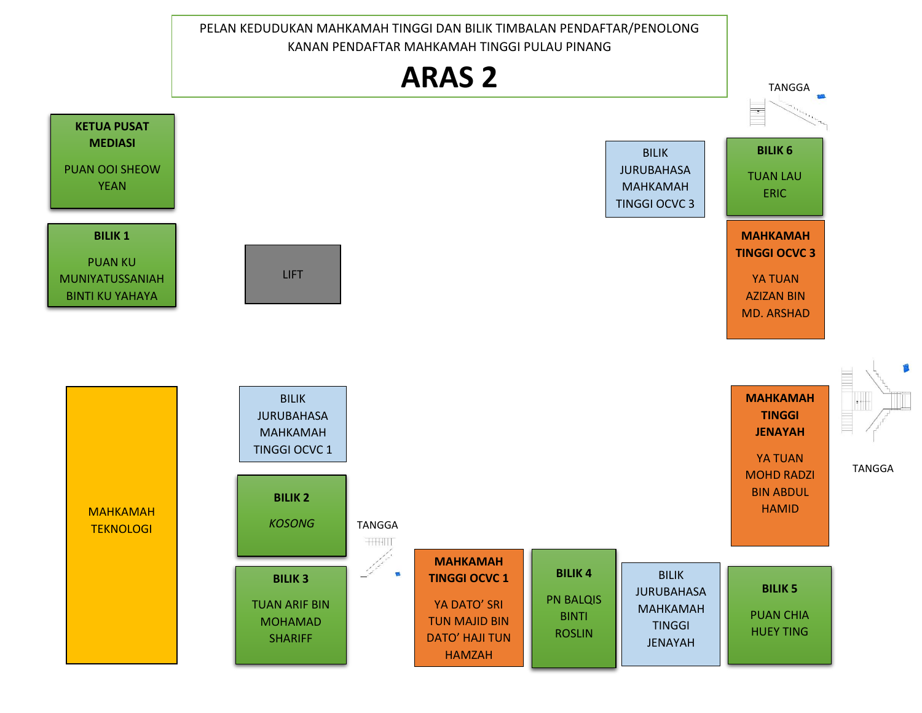PELAN KEDUDUKAN MAHKAMAH TINGGI DAN BILIK TIMBALAN PENDAFTAR/PENOLONG KANAN PENDAFTAR MAHKAMAH TINGGI PULAU PINANG

# ARAS 2

**KETUA PUSAT MEDIASI**

PUAN OOI SHEOW YEAN

**BILIK 1**

PUAN KU MUNIYATUSSANIAH BINTI KU YAHAYA

LIFT

MAHKAMAH TEKNOLOGI

BILIK JURUBAHASA MAHKAMAH TINGGI OCVC 1

**BILIK 2**

*KOSONG*

**BILIK 3**

TUAN ARIF BIN MOHAMAD SHARIFF

TANGGA

**MAHKAMAH TINGGI OCVC 1**

YA DATO' SRI TUN MAJID BIN DATO' HAJI TUN HAMZAH

**BILIK 4**

PN BALQIS BINTI ROSLIN

BILIK JURUBAHASA MAHKAMAH TINGGI JENAYAH

**BILIK 5**

PUAN CHIA HUEY TING

**MAHKAMAH TINGGI JENAYAH**

YA TUAN MOHD RADZI BIN ABDUL HAMID

TANGGA

BILIK JURUBAHASA MAHKAMAH TINGGI OCVC 3

TANGGA

**BILIK 6**

TUAN LAU ERIC

**MAHKAMAH TINGGI OCVC 3**

YA TUAN AZIZAN BIN MD. ARSHAD